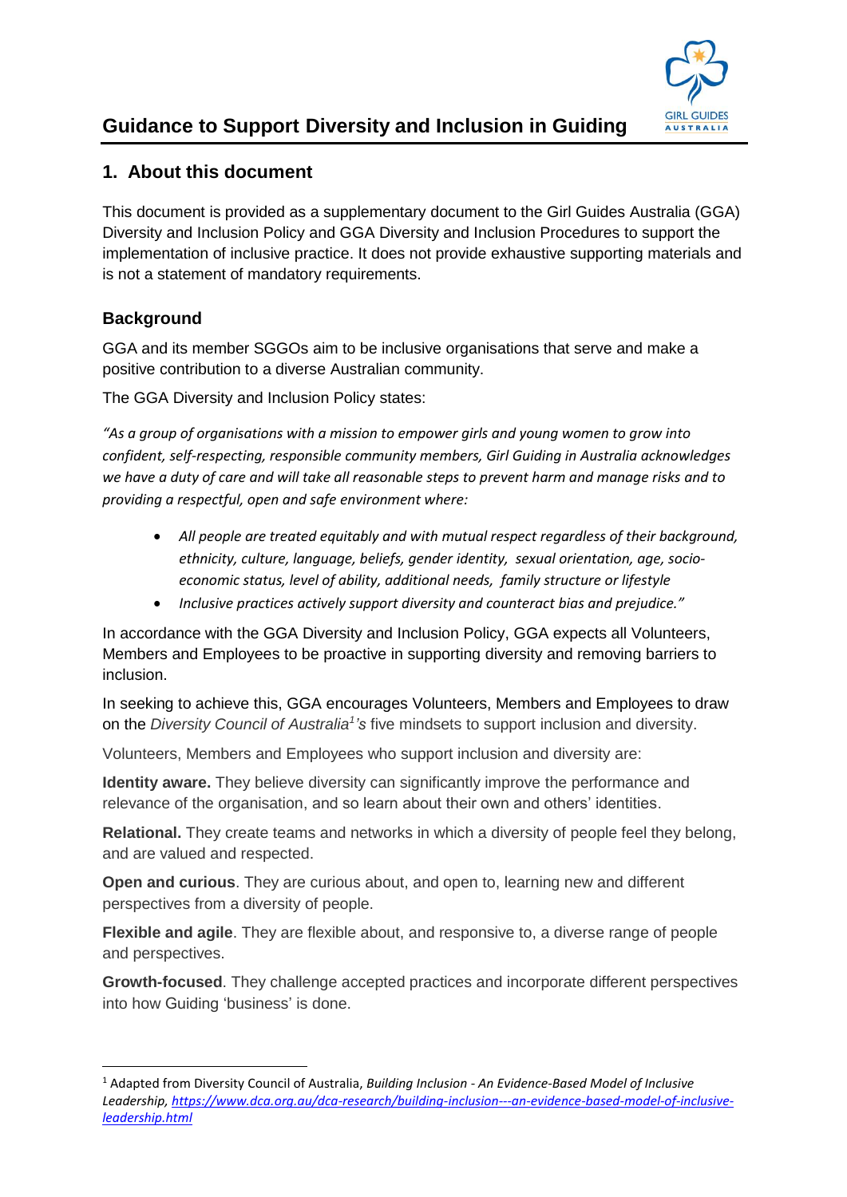# Guidance to Support Diversity and Inclusion in Guiding

## 1. About this document

This document is provided as a supplementary document to the Girl Guides Australia (GGA) Diversity and Inclusion Policy and GGA Diversity and Inclusion Procedures to support the implementation of inclusive practice. It does not provide exhaustive supporting materials and is not a statement of mandatory requirements.

### Background

GGA and its member SGGOs aim to be inclusive organisations that serve and make a positive contribution to a diverse Australian community.

The GGA Diversity and Inclusion Policy states:

*"As a group of organisations with a mission to empower girls and young women to grow into confident, self-respecting, responsible community members, Girl Guiding in Australia acknowledges we have a duty of care and will take all reasonable steps to prevent harm and manage risks and to providing a respectful, open and safe environment where:*

- *All people are treated equitably and with mutual respect regardless of their background, ethnicity, culture, language, beliefs, gender identity, sexual orientation, age, socio-economic status, level of ability, additional needs, family structure or lifestyle*
- *Inclusive practices actively support diversity and counteract bias and prejudice."*

In accordance with the GGA Diversity and Inclusion Policy, GGA expects all Volunteers, Members and Employees to be proactive in supporting diversity and removing barriers to inclusion.

In seeking to achieve this, GGA encourages Volunteers, Members and Employees to draw on the *Diversity Council of Australia*[1]*'s* five mindsets to support inclusion and diversity.

Volunteers, Members and Employees who support inclusion and diversity are:

**Identity aware.** They believe diversity can significantly improve the performance and relevance of the organisation, and so learn about their own and others' identities.

**Relational.** They create teams and networks in which a diversity of people feel they belong, and are valued and respected.

**Open and curious**. They are curious about, and open to, learning new and different perspectives from a diversity of people.

**Flexible and agile**. They are flexible about, and responsive to, a diverse range of people and perspectives.

**Growth-focused**. They challenge accepted practices and incorporate different perspectives into how Guiding 'business' is done.

---

[1] Adapted from Diversity Council of Australia, *Building Inclusion - An Evidence-Based Model of Inclusive Leadership, https://www.dca.org.au/dca-research/building-inclusion---an-evidence-based-model-of-inclusive-leadership.html*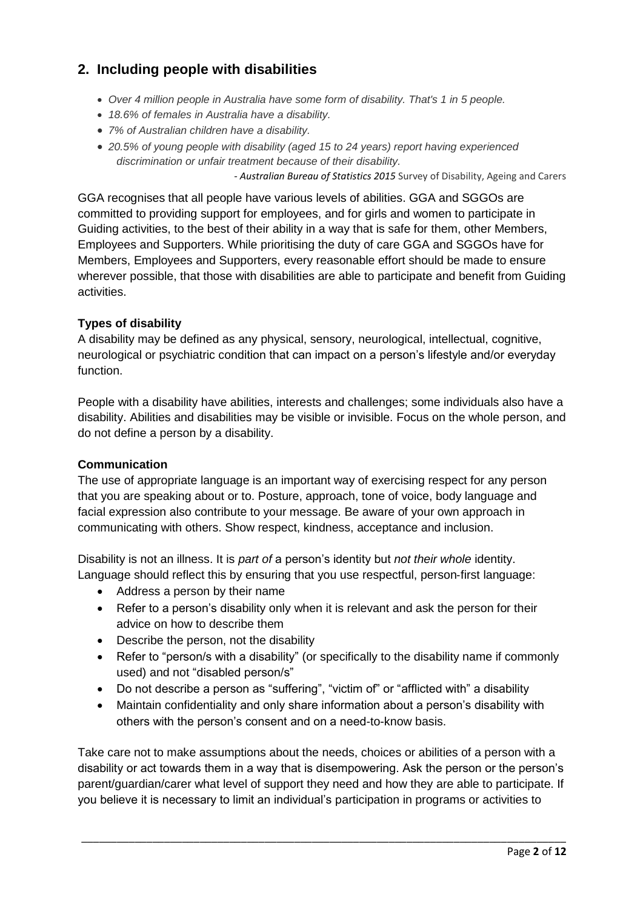## 2. Including people with disabilities

- *Over 4 million people in Australia have some form of disability. That's 1 in 5 people.*
- *18.6% of females in Australia have a disability.*
- *7% of Australian children have a disability.*
- *20.5% of young people with disability (aged 15 to 24 years) report having experienced discrimination or unfair treatment because of their disability.*

\- ***Australian Bureau of Statistics 2015*** Survey of Disability, Ageing and Carers

GGA recognises that all people have various levels of abilities. GGA and SGGOs are committed to providing support for employees, and for girls and women to participate in Guiding activities, to the best of their ability in a way that is safe for them, other Members, Employees and Supporters. While prioritising the duty of care GGA and SGGOs have for Members, Employees and Supporters, every reasonable effort should be made to ensure wherever possible, that those with disabilities are able to participate and benefit from Guiding activities.

**Types of disability**

A disability may be defined as any physical, sensory, neurological, intellectual, cognitive, neurological or psychiatric condition that can impact on a person's lifestyle and/or everyday function.

People with a disability have abilities, interests and challenges; some individuals also have a disability. Abilities and disabilities may be visible or invisible. Focus on the whole person, and do not define a person by a disability.

**Communication**

The use of appropriate language is an important way of exercising respect for any person that you are speaking about or to. Posture, approach, tone of voice, body language and facial expression also contribute to your message. Be aware of your own approach in communicating with others. Show respect, kindness, acceptance and inclusion.

Disability is not an illness. It is *part of* a person's identity but *not their whole* identity. Language should reflect this by ensuring that you use respectful, person-first language:

- Address a person by their name
- Refer to a person's disability only when it is relevant and ask the person for their advice on how to describe them
- Describe the person, not the disability
- Refer to "person/s with a disability" (or specifically to the disability name if commonly used) and not "disabled person/s"
- Do not describe a person as "suffering", "victim of" or "afflicted with" a disability
- Maintain confidentiality and only share information about a person's disability with others with the person's consent and on a need-to-know basis.

Take care not to make assumptions about the needs, choices or abilities of a person with a disability or act towards them in a way that is disempowering. Ask the person or the person's parent/guardian/carer what level of support they need and how they are able to participate. If you believe it is necessary to limit an individual's participation in programs or activities to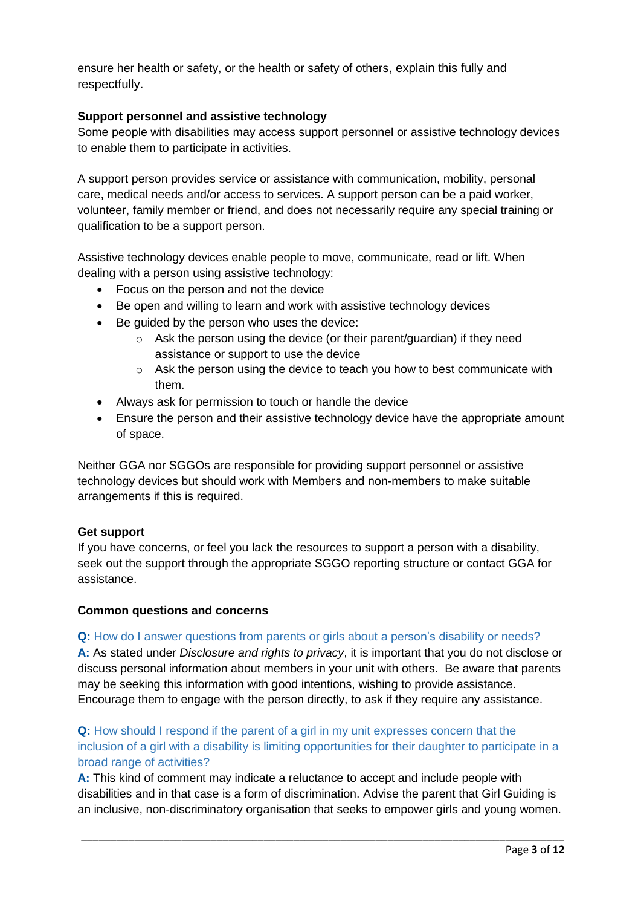ensure her health or safety, or the health or safety of others, explain this fully and respectfully.

**Support personnel and assistive technology**

Some people with disabilities may access support personnel or assistive technology devices to enable them to participate in activities.

A support person provides service or assistance with communication, mobility, personal care, medical needs and/or access to services. A support person can be a paid worker, volunteer, family member or friend, and does not necessarily require any special training or qualification to be a support person.

Assistive technology devices enable people to move, communicate, read or lift. When dealing with a person using assistive technology:

- Focus on the person and not the device
- Be open and willing to learn and work with assistive technology devices
- Be guided by the person who uses the device:
    - Ask the person using the device (or their parent/guardian) if they need assistance or support to use the device
    - Ask the person using the device to teach you how to best communicate with them.
- Always ask for permission to touch or handle the device
- Ensure the person and their assistive technology device have the appropriate amount of space.

Neither GGA nor SGGOs are responsible for providing support personnel or assistive technology devices but should work with Members and non-members to make suitable arrangements if this is required.

**Get support**

If you have concerns, or feel you lack the resources to support a person with a disability, seek out the support through the appropriate SGGO reporting structure or contact GGA for assistance.

**Common questions and concerns**

**Q:** How do I answer questions from parents or girls about a person's disability or needs?

**A:** As stated under *Disclosure and rights to privacy*, it is important that you do not disclose or discuss personal information about members in your unit with others. Be aware that parents may be seeking this information with good intentions, wishing to provide assistance. Encourage them to engage with the person directly, to ask if they require any assistance.

**Q:** How should I respond if the parent of a girl in my unit expresses concern that the inclusion of a girl with a disability is limiting opportunities for their daughter to participate in a broad range of activities?

**A:** This kind of comment may indicate a reluctance to accept and include people with disabilities and in that case is a form of discrimination. Advise the parent that Girl Guiding is an inclusive, non-discriminatory organisation that seeks to empower girls and young women.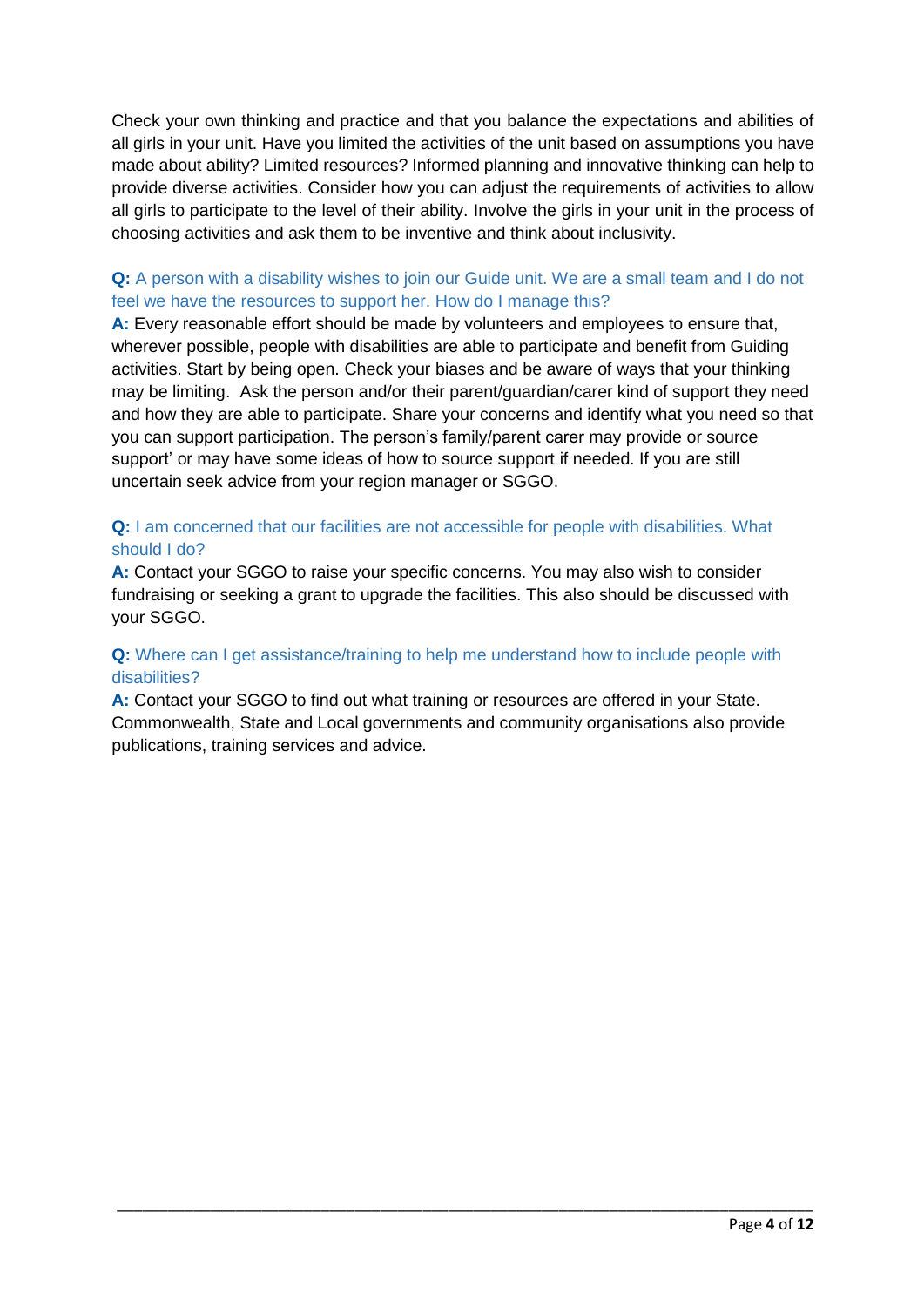Check your own thinking and practice and that you balance the expectations and abilities of all girls in your unit. Have you limited the activities of the unit based on assumptions you have made about ability? Limited resources? Informed planning and innovative thinking can help to provide diverse activities. Consider how you can adjust the requirements of activities to allow all girls to participate to the level of their ability. Involve the girls in your unit in the process of choosing activities and ask them to be inventive and think about inclusivity.

**Q:** A person with a disability wishes to join our Guide unit. We are a small team and I do not feel we have the resources to support her. How do I manage this?

**A:** Every reasonable effort should be made by volunteers and employees to ensure that, wherever possible, people with disabilities are able to participate and benefit from Guiding activities. Start by being open. Check your biases and be aware of ways that your thinking may be limiting. Ask the person and/or their parent/guardian/carer kind of support they need and how they are able to participate. Share your concerns and identify what you need so that you can support participation. The person's family/parent carer may provide or source support' or may have some ideas of how to source support if needed. If you are still uncertain seek advice from your region manager or SGGO.

**Q:** I am concerned that our facilities are not accessible for people with disabilities. What should I do?

**A:** Contact your SGGO to raise your specific concerns. You may also wish to consider fundraising or seeking a grant to upgrade the facilities. This also should be discussed with your SGGO.

**Q:** Where can I get assistance/training to help me understand how to include people with disabilities?

**A:** Contact your SGGO to find out what training or resources are offered in your State. Commonwealth, State and Local governments and community organisations also provide publications, training services and advice.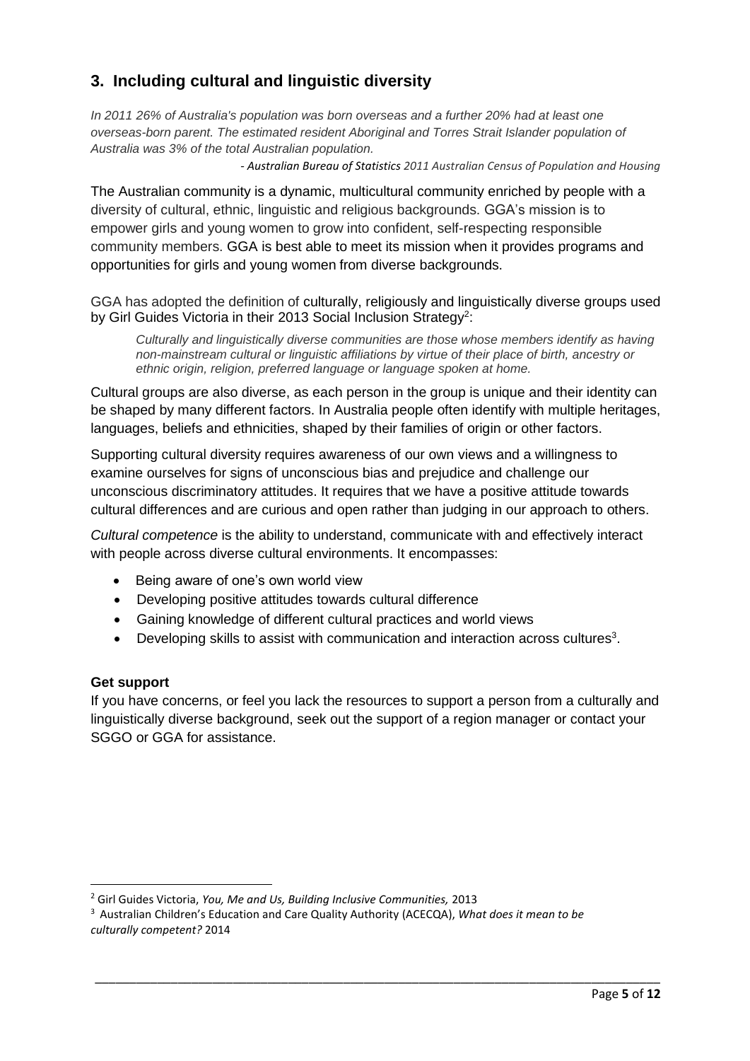## 3. Including cultural and linguistic diversity

*In 2011 26% of Australia's population was born overseas and a further 20% had at least one overseas-born parent. The estimated resident Aboriginal and Torres Strait Islander population of Australia was 3% of the total Australian population.*

*- **Australian Bureau of Statistics** 2011 Australian Census of Population and Housing*

The Australian community is a dynamic, multicultural community enriched by people with a diversity of cultural, ethnic, linguistic and religious backgrounds. GGA's mission is to empower girls and young women to grow into confident, self-respecting responsible community members. GGA is best able to meet its mission when it provides programs and opportunities for girls and young women from diverse backgrounds.

GGA has adopted the definition of culturally, religiously and linguistically diverse groups used by Girl Guides Victoria in their 2013 Social Inclusion Strategy[2]:

> *Culturally and linguistically diverse communities are those whose members identify as having non-mainstream cultural or linguistic affiliations by virtue of their place of birth, ancestry or ethnic origin, religion, preferred language or language spoken at home.*

Cultural groups are also diverse, as each person in the group is unique and their identity can be shaped by many different factors. In Australia people often identify with multiple heritages, languages, beliefs and ethnicities, shaped by their families of origin or other factors.

Supporting cultural diversity requires awareness of our own views and a willingness to examine ourselves for signs of unconscious bias and prejudice and challenge our unconscious discriminatory attitudes. It requires that we have a positive attitude towards cultural differences and are curious and open rather than judging in our approach to others.

*Cultural competence* is the ability to understand, communicate with and effectively interact with people across diverse cultural environments. It encompasses:

- Being aware of one's own world view
- Developing positive attitudes towards cultural difference
- Gaining knowledge of different cultural practices and world views
- Developing skills to assist with communication and interaction across cultures[3].

**Get support**

If you have concerns, or feel you lack the resources to support a person from a culturally and linguistically diverse background, seek out the support of a region manager or contact your SGGO or GGA for assistance.

---

[2] Girl Guides Victoria, *You, Me and Us, Building Inclusive Communities,* 2013

[3] Australian Children's Education and Care Quality Authority (ACECQA), *What does it mean to be culturally competent?* 2014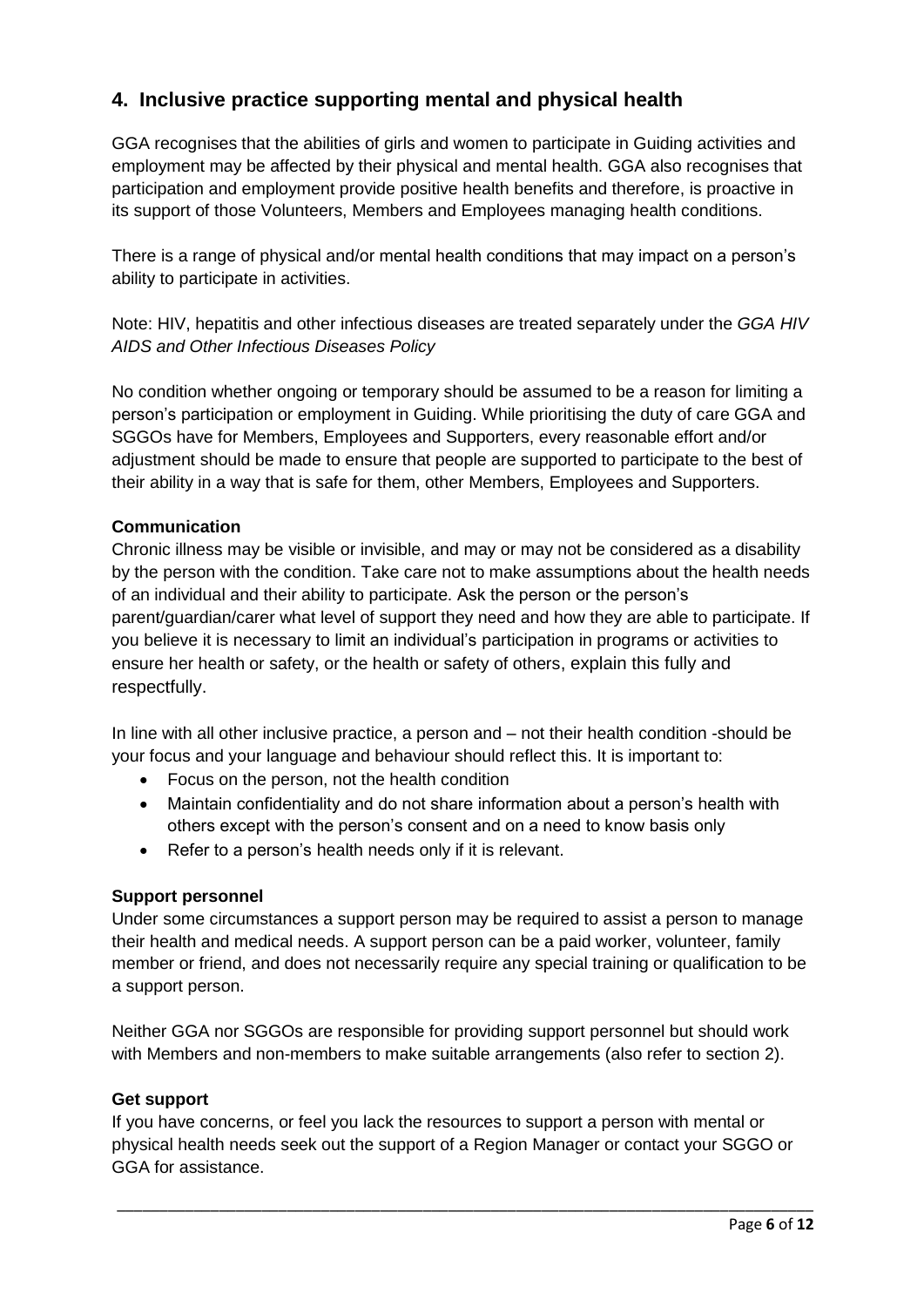## 4. Inclusive practice supporting mental and physical health

GGA recognises that the abilities of girls and women to participate in Guiding activities and employment may be affected by their physical and mental health. GGA also recognises that participation and employment provide positive health benefits and therefore, is proactive in its support of those Volunteers, Members and Employees managing health conditions.

There is a range of physical and/or mental health conditions that may impact on a person's ability to participate in activities.

Note: HIV, hepatitis and other infectious diseases are treated separately under the *GGA HIV AIDS and Other Infectious Diseases Policy*

No condition whether ongoing or temporary should be assumed to be a reason for limiting a person's participation or employment in Guiding. While prioritising the duty of care GGA and SGGOs have for Members, Employees and Supporters, every reasonable effort and/or adjustment should be made to ensure that people are supported to participate to the best of their ability in a way that is safe for them, other Members, Employees and Supporters.

**Communication**

Chronic illness may be visible or invisible, and may or may not be considered as a disability by the person with the condition. Take care not to make assumptions about the health needs of an individual and their ability to participate. Ask the person or the person's parent/guardian/carer what level of support they need and how they are able to participate. If you believe it is necessary to limit an individual's participation in programs or activities to ensure her health or safety, or the health or safety of others, explain this fully and respectfully.

In line with all other inclusive practice, a person and – not their health condition -should be your focus and your language and behaviour should reflect this. It is important to:

- Focus on the person, not the health condition
- Maintain confidentiality and do not share information about a person's health with others except with the person's consent and on a need to know basis only
- Refer to a person's health needs only if it is relevant.

**Support personnel**

Under some circumstances a support person may be required to assist a person to manage their health and medical needs. A support person can be a paid worker, volunteer, family member or friend, and does not necessarily require any special training or qualification to be a support person.

Neither GGA nor SGGOs are responsible for providing support personnel but should work with Members and non-members to make suitable arrangements (also refer to section 2).

**Get support**

If you have concerns, or feel you lack the resources to support a person with mental or physical health needs seek out the support of a Region Manager or contact your SGGO or GGA for assistance.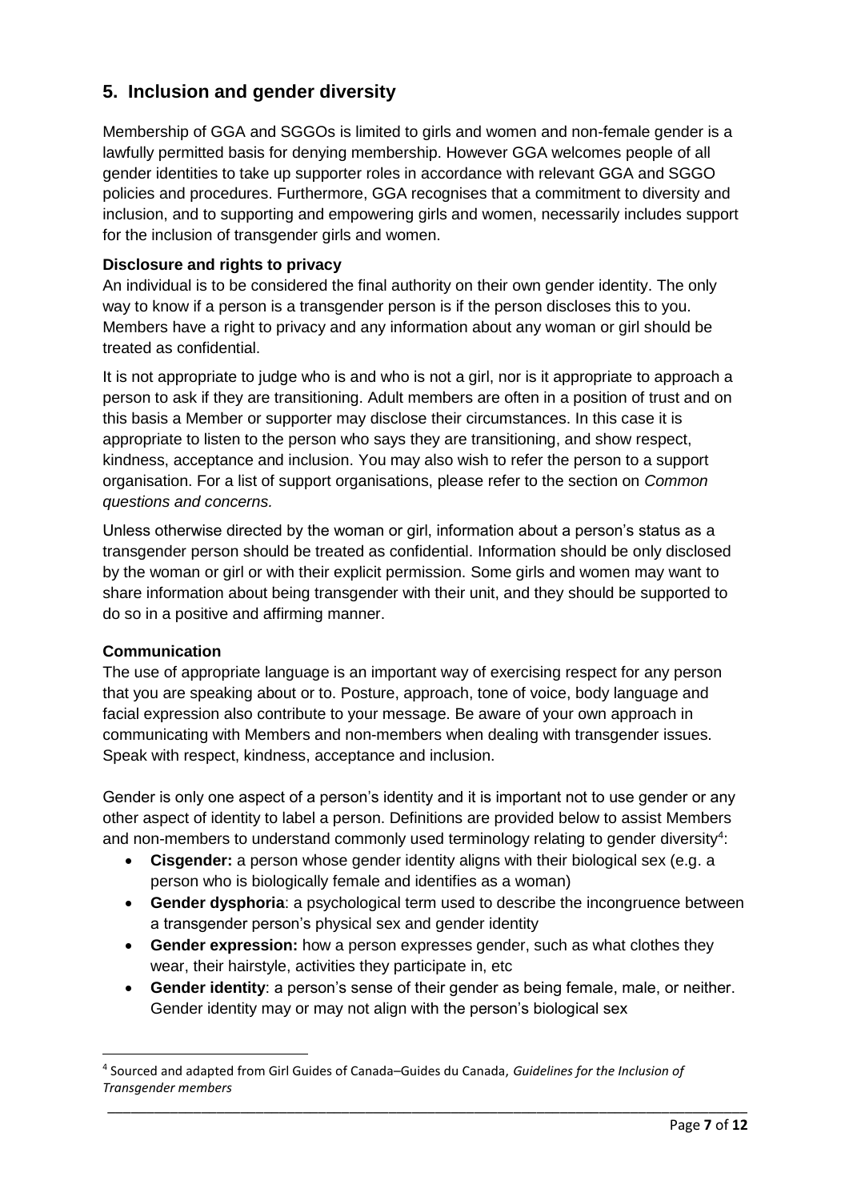## 5. Inclusion and gender diversity

Membership of GGA and SGGOs is limited to girls and women and non-female gender is a lawfully permitted basis for denying membership. However GGA welcomes people of all gender identities to take up supporter roles in accordance with relevant GGA and SGGO policies and procedures. Furthermore, GGA recognises that a commitment to diversity and inclusion, and to supporting and empowering girls and women, necessarily includes support for the inclusion of transgender girls and women.

**Disclosure and rights to privacy**

An individual is to be considered the final authority on their own gender identity. The only way to know if a person is a transgender person is if the person discloses this to you. Members have a right to privacy and any information about any woman or girl should be treated as confidential.

It is not appropriate to judge who is and who is not a girl, nor is it appropriate to approach a person to ask if they are transitioning. Adult members are often in a position of trust and on this basis a Member or supporter may disclose their circumstances. In this case it is appropriate to listen to the person who says they are transitioning, and show respect, kindness, acceptance and inclusion. You may also wish to refer the person to a support organisation. For a list of support organisations, please refer to the section on *Common questions and concerns.*

Unless otherwise directed by the woman or girl, information about a person's status as a transgender person should be treated as confidential. Information should be only disclosed by the woman or girl or with their explicit permission. Some girls and women may want to share information about being transgender with their unit, and they should be supported to do so in a positive and affirming manner.

**Communication**

The use of appropriate language is an important way of exercising respect for any person that you are speaking about or to. Posture, approach, tone of voice, body language and facial expression also contribute to your message. Be aware of your own approach in communicating with Members and non-members when dealing with transgender issues. Speak with respect, kindness, acceptance and inclusion.

Gender is only one aspect of a person's identity and it is important not to use gender or any other aspect of identity to label a person. Definitions are provided below to assist Members and non-members to understand commonly used terminology relating to gender diversity[4]:

- **Cisgender:** a person whose gender identity aligns with their biological sex (e.g. a person who is biologically female and identifies as a woman)
- **Gender dysphoria**: a psychological term used to describe the incongruence between a transgender person's physical sex and gender identity
- **Gender expression:** how a person expresses gender, such as what clothes they wear, their hairstyle, activities they participate in, etc
- **Gender identity**: a person's sense of their gender as being female, male, or neither. Gender identity may or may not align with the person's biological sex

[4] Sourced and adapted from Girl Guides of Canada–Guides du Canada, *Guidelines for the Inclusion of Transgender members*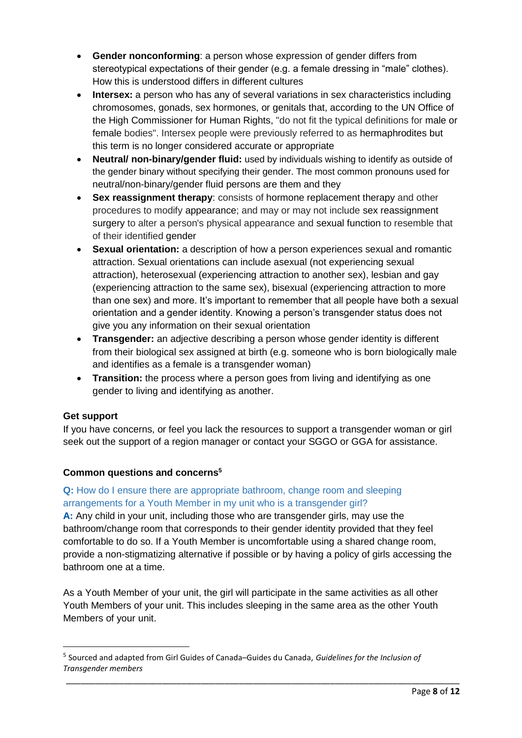- **Gender nonconforming**: a person whose expression of gender differs from stereotypical expectations of their gender (e.g. a female dressing in "male" clothes). How this is understood differs in different cultures
- **Intersex:** a person who has any of several variations in sex characteristics including chromosomes, gonads, sex hormones, or genitals that, according to the UN Office of the High Commissioner for Human Rights, "do not fit the typical definitions for male or female bodies". Intersex people were previously referred to as hermaphrodites but this term is no longer considered accurate or appropriate
- **Neutral/ non-binary/gender fluid:** used by individuals wishing to identify as outside of the gender binary without specifying their gender. The most common pronouns used for neutral/non-binary/gender fluid persons are them and they
- **Sex reassignment therapy**: consists of hormone replacement therapy and other procedures to modify appearance; and may or may not include sex reassignment surgery to alter a person's physical appearance and sexual function to resemble that of their identified gender
- **Sexual orientation:** a description of how a person experiences sexual and romantic attraction. Sexual orientations can include asexual (not experiencing sexual attraction), heterosexual (experiencing attraction to another sex), lesbian and gay (experiencing attraction to the same sex), bisexual (experiencing attraction to more than one sex) and more. It's important to remember that all people have both a sexual orientation and a gender identity. Knowing a person's transgender status does not give you any information on their sexual orientation
- **Transgender:** an adjective describing a person whose gender identity is different from their biological sex assigned at birth (e.g. someone who is born biologically male and identifies as a female is a transgender woman)
- **Transition:** the process where a person goes from living and identifying as one gender to living and identifying as another.

**Get support**

If you have concerns, or feel you lack the resources to support a transgender woman or girl seek out the support of a region manager or contact your SGGO or GGA for assistance.

**Common questions and concerns**[5]

**Q:** How do I ensure there are appropriate bathroom, change room and sleeping arrangements for a Youth Member in my unit who is a transgender girl?

**A:** Any child in your unit, including those who are transgender girls, may use the bathroom/change room that corresponds to their gender identity provided that they feel comfortable to do so. If a Youth Member is uncomfortable using a shared change room, provide a non-stigmatizing alternative if possible or by having a policy of girls accessing the bathroom one at a time.

As a Youth Member of your unit, the girl will participate in the same activities as all other Youth Members of your unit. This includes sleeping in the same area as the other Youth Members of your unit.

---

[5] Sourced and adapted from Girl Guides of Canada–Guides du Canada, *Guidelines for the Inclusion of Transgender members*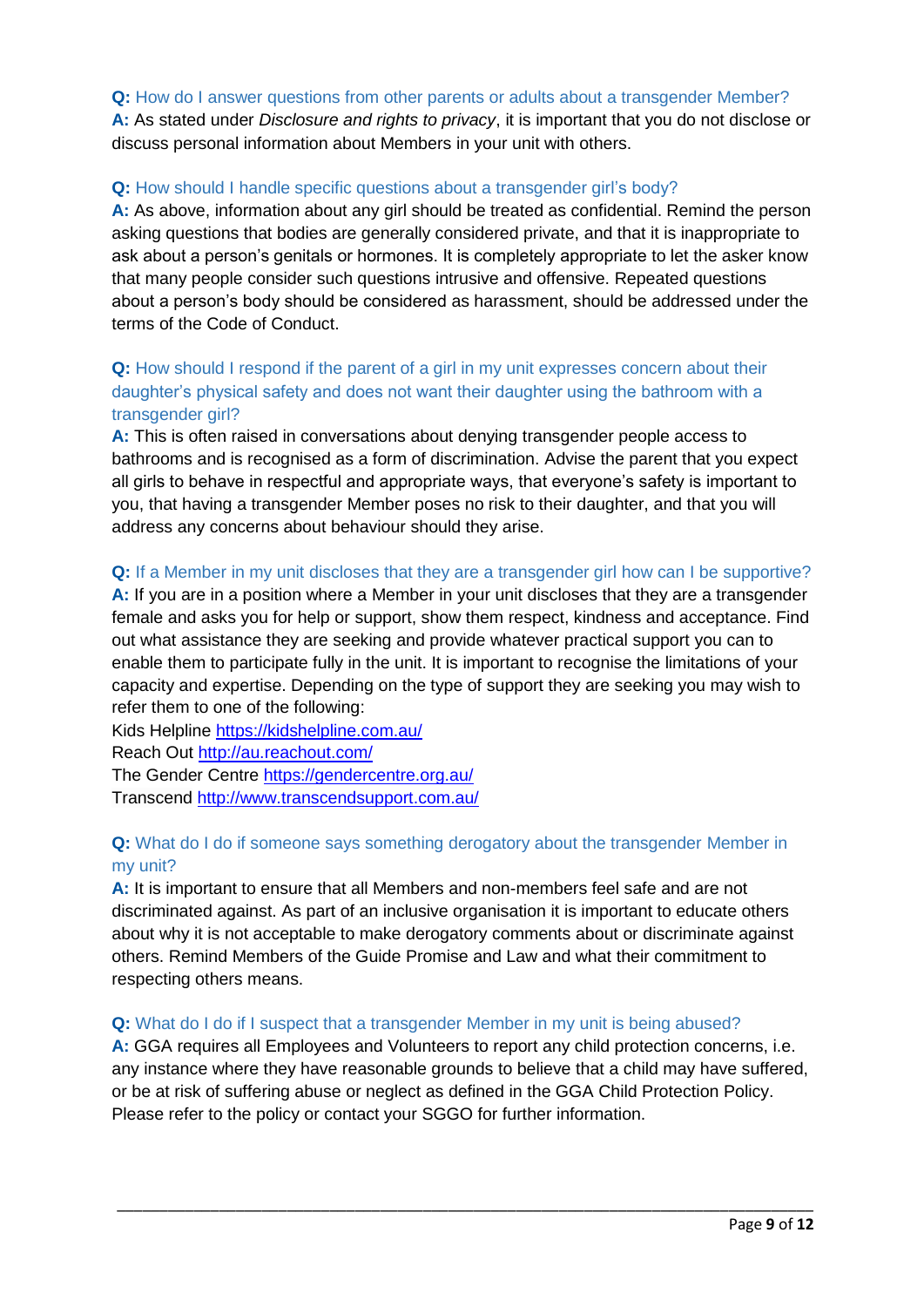**Q:** How do I answer questions from other parents or adults about a transgender Member?
**A:** As stated under *Disclosure and rights to privacy*, it is important that you do not disclose or discuss personal information about Members in your unit with others.

**Q:** How should I handle specific questions about a transgender girl's body?
**A:** As above, information about any girl should be treated as confidential. Remind the person asking questions that bodies are generally considered private, and that it is inappropriate to ask about a person's genitals or hormones. It is completely appropriate to let the asker know that many people consider such questions intrusive and offensive. Repeated questions about a person's body should be considered as harassment, should be addressed under the terms of the Code of Conduct.

**Q:** How should I respond if the parent of a girl in my unit expresses concern about their daughter's physical safety and does not want their daughter using the bathroom with a transgender girl?
**A:** This is often raised in conversations about denying transgender people access to bathrooms and is recognised as a form of discrimination. Advise the parent that you expect all girls to behave in respectful and appropriate ways, that everyone's safety is important to you, that having a transgender Member poses no risk to their daughter, and that you will address any concerns about behaviour should they arise.

**Q:** If a Member in my unit discloses that they are a transgender girl how can I be supportive?
**A:** If you are in a position where a Member in your unit discloses that they are a transgender female and asks you for help or support, show them respect, kindness and acceptance. Find out what assistance they are seeking and provide whatever practical support you can to enable them to participate fully in the unit. It is important to recognise the limitations of your capacity and expertise. Depending on the type of support they are seeking you may wish to refer them to one of the following:
Kids Helpline https://kidshelpline.com.au/
Reach Out http://au.reachout.com/
The Gender Centre https://gendercentre.org.au/
Transcend http://www.transcendsupport.com.au/

**Q:** What do I do if someone says something derogatory about the transgender Member in my unit?
**A:** It is important to ensure that all Members and non-members feel safe and are not discriminated against. As part of an inclusive organisation it is important to educate others about why it is not acceptable to make derogatory comments about or discriminate against others. Remind Members of the Guide Promise and Law and what their commitment to respecting others means.

**Q:** What do I do if I suspect that a transgender Member in my unit is being abused?
**A:** GGA requires all Employees and Volunteers to report any child protection concerns, i.e. any instance where they have reasonable grounds to believe that a child may have suffered, or be at risk of suffering abuse or neglect as defined in the GGA Child Protection Policy. Please refer to the policy or contact your SGGO for further information.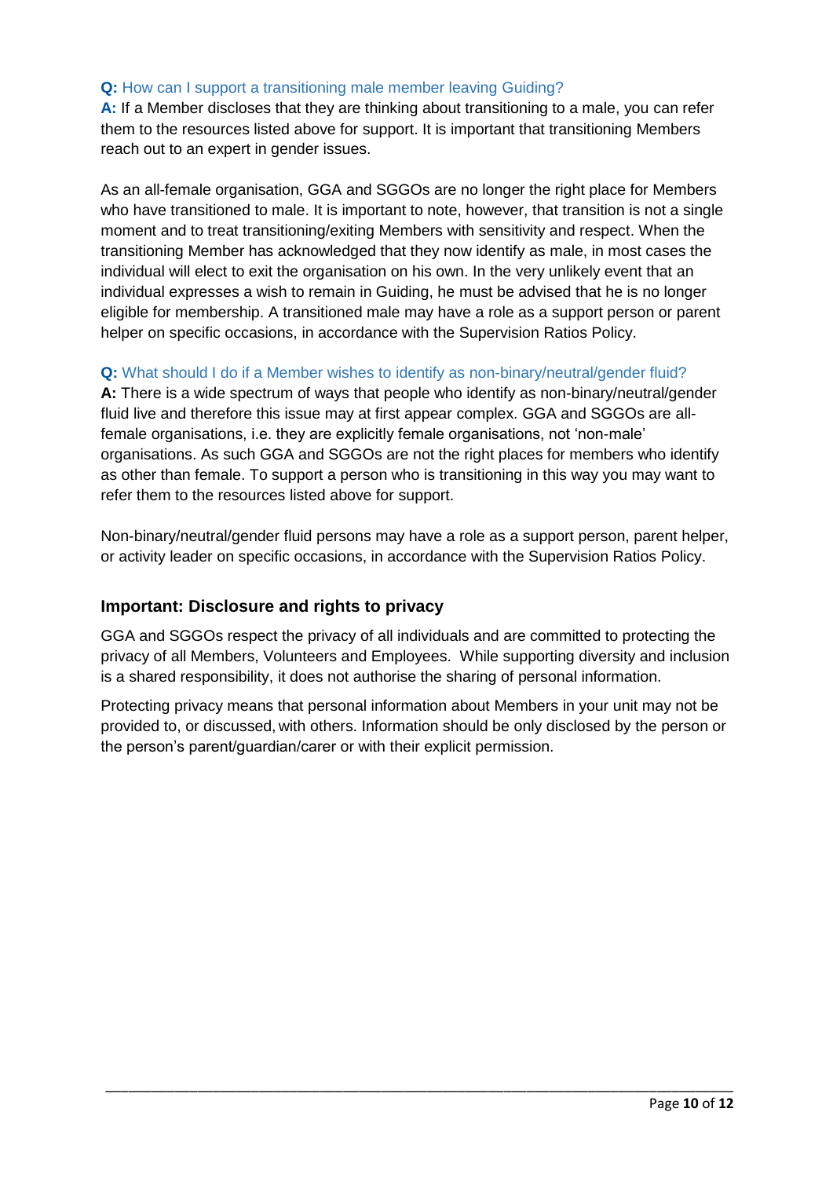**Q:** How can I support a transitioning male member leaving Guiding?

**A:** If a Member discloses that they are thinking about transitioning to a male, you can refer them to the resources listed above for support. It is important that transitioning Members reach out to an expert in gender issues.

As an all-female organisation, GGA and SGGOs are no longer the right place for Members who have transitioned to male. It is important to note, however, that transition is not a single moment and to treat transitioning/exiting Members with sensitivity and respect. When the transitioning Member has acknowledged that they now identify as male, in most cases the individual will elect to exit the organisation on his own. In the very unlikely event that an individual expresses a wish to remain in Guiding, he must be advised that he is no longer eligible for membership. A transitioned male may have a role as a support person or parent helper on specific occasions, in accordance with the Supervision Ratios Policy.

**Q:** What should I do if a Member wishes to identify as non-binary/neutral/gender fluid?

**A:** There is a wide spectrum of ways that people who identify as non-binary/neutral/gender fluid live and therefore this issue may at first appear complex. GGA and SGGOs are all-female organisations, i.e. they are explicitly female organisations, not 'non-male' organisations. As such GGA and SGGOs are not the right places for members who identify as other than female. To support a person who is transitioning in this way you may want to refer them to the resources listed above for support.

Non-binary/neutral/gender fluid persons may have a role as a support person, parent helper, or activity leader on specific occasions, in accordance with the Supervision Ratios Policy.

### Important: Disclosure and rights to privacy

GGA and SGGOs respect the privacy of all individuals and are committed to protecting the privacy of all Members, Volunteers and Employees. While supporting diversity and inclusion is a shared responsibility, it does not authorise the sharing of personal information.

Protecting privacy means that personal information about Members in your unit may not be provided to, or discussed, with others. Information should be only disclosed by the person or the person's parent/guardian/carer or with their explicit permission.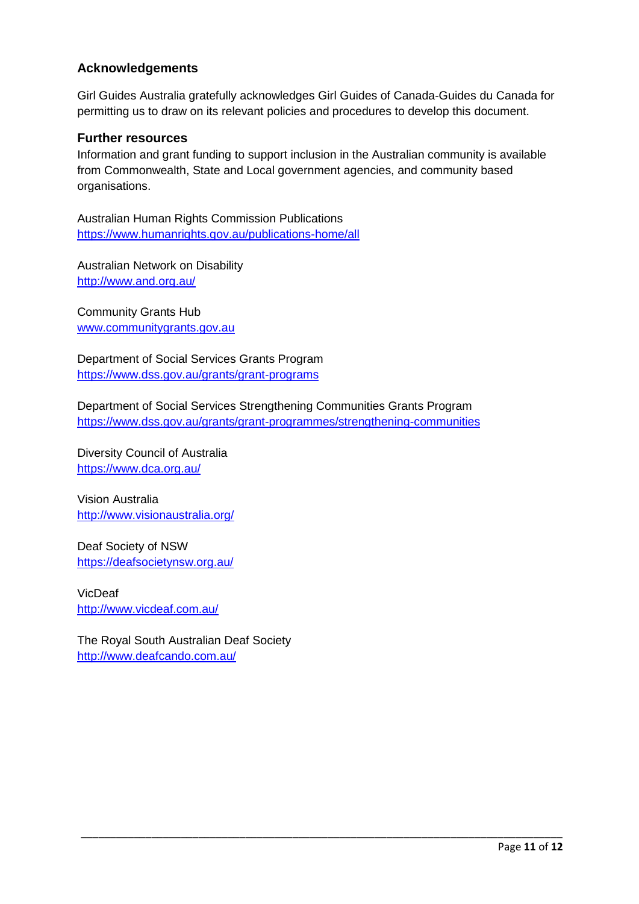## Acknowledgements

Girl Guides Australia gratefully acknowledges Girl Guides of Canada-Guides du Canada for permitting us to draw on its relevant policies and procedures to develop this document.

## Further resources

Information and grant funding to support inclusion in the Australian community is available from Commonwealth, State and Local government agencies, and community based organisations.

Australian Human Rights Commission Publications
https://www.humanrights.gov.au/publications-home/all

Australian Network on Disability
http://www.and.org.au/

Community Grants Hub
www.communitygrants.gov.au

Department of Social Services Grants Program
https://www.dss.gov.au/grants/grant-programs

Department of Social Services Strengthening Communities Grants Program
https://www.dss.gov.au/grants/grant-programmes/strengthening-communities

Diversity Council of Australia
https://www.dca.org.au/

Vision Australia
http://www.visionaustralia.org/

Deaf Society of NSW
https://deafsocietynsw.org.au/

VicDeaf
http://www.vicdeaf.com.au/

The Royal South Australian Deaf Society
http://www.deafcando.com.au/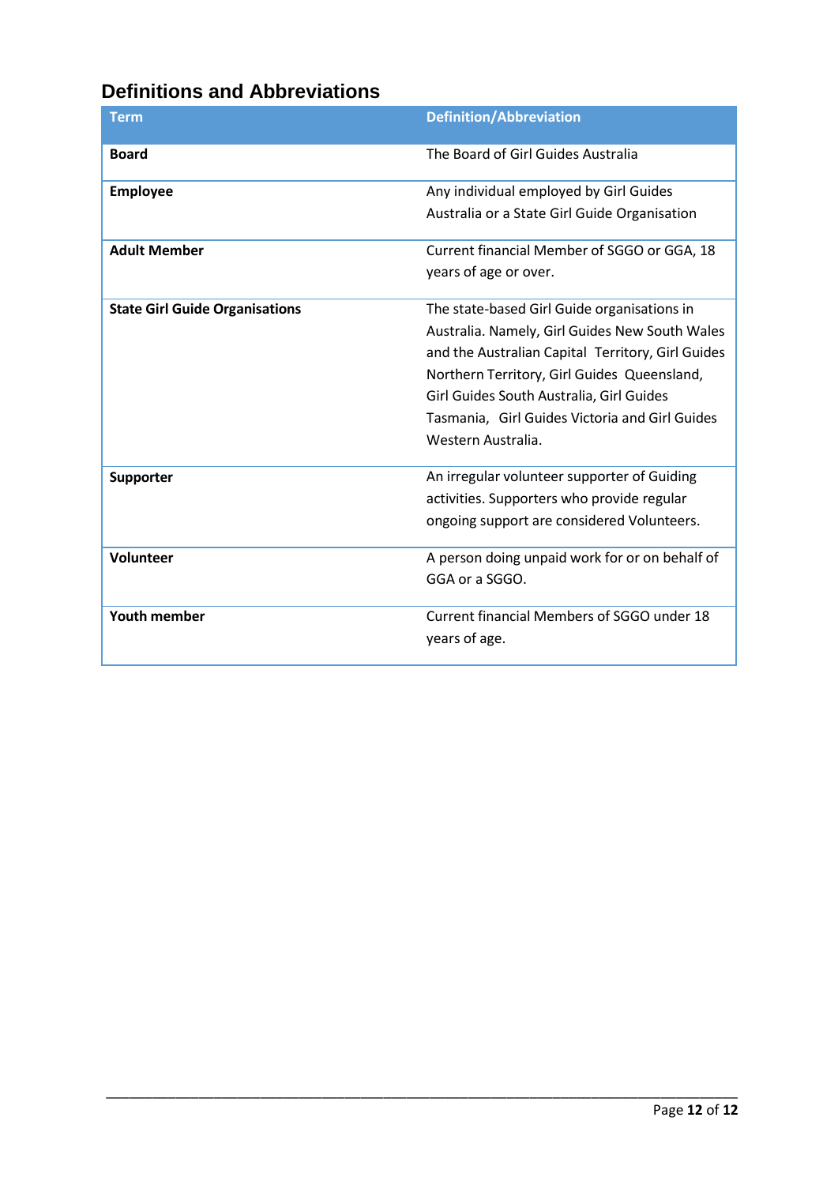## Definitions and Abbreviations

| Term | Definition/Abbreviation |
| --- | --- |
| **Board** | The Board of Girl Guides Australia |
| **Employee** | Any individual employed by Girl Guides Australia or a State Girl Guide Organisation |
| **Adult Member** | Current financial Member of SGGO or GGA, 18 years of age or over. |
| **State Girl Guide Organisations** | The state-based Girl Guide organisations in Australia. Namely, Girl Guides New South Wales and the Australian Capital Territory, Girl Guides Northern Territory, Girl Guides Queensland, Girl Guides South Australia, Girl Guides Tasmania, Girl Guides Victoria and Girl Guides Western Australia. |
| **Supporter** | An irregular volunteer supporter of Guiding activities. Supporters who provide regular ongoing support are considered Volunteers. |
| **Volunteer** | A person doing unpaid work for or on behalf of GGA or a SGGO. |
| **Youth member** | Current financial Members of SGGO under 18 years of age. |